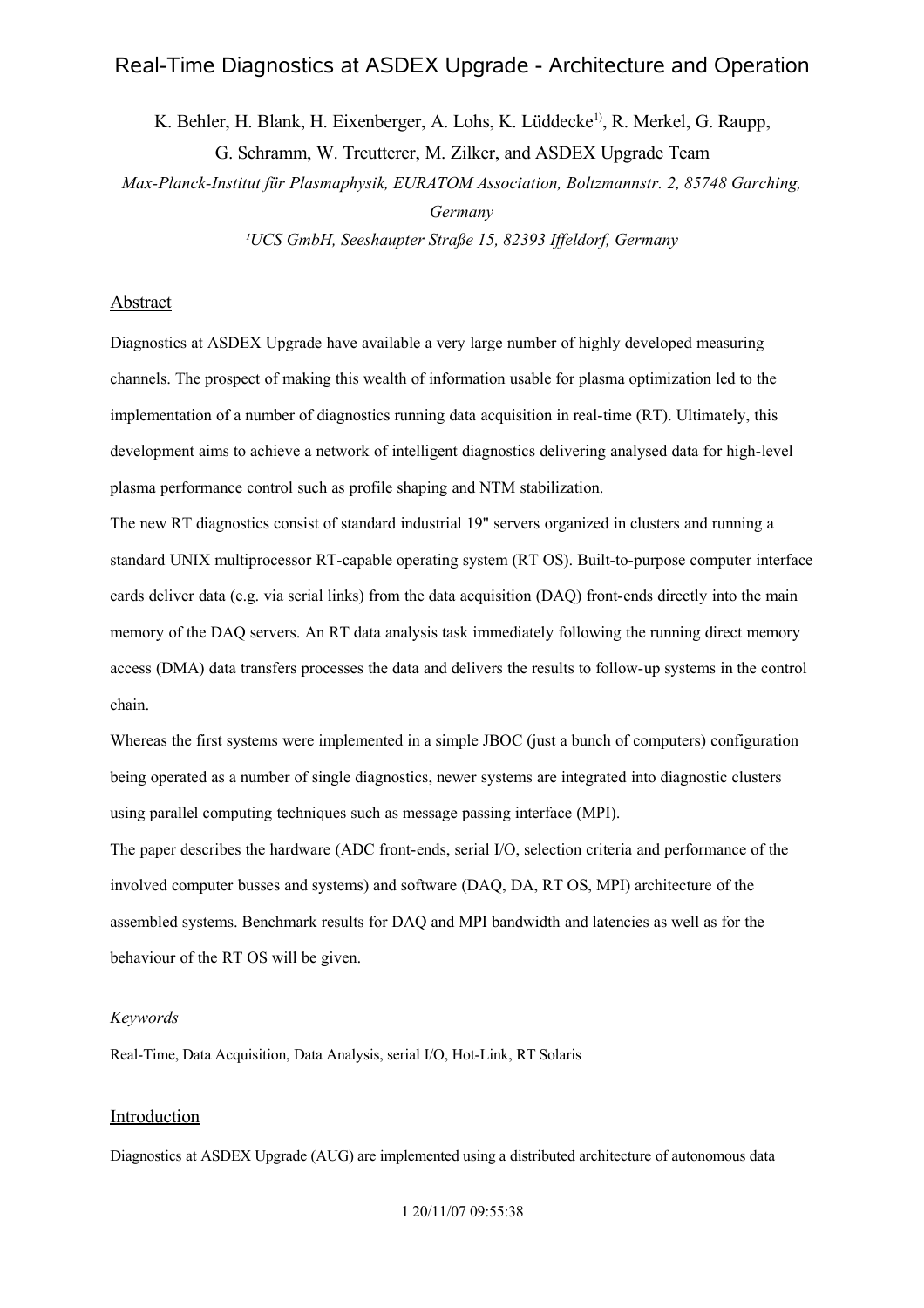# Real-Time Diagnostics at ASDEX Upgrade - Architecture and Operation

K. Behler, H. Blank, H. Eixenberger, A. Lohs, K. Lüddecke[1)], R. Merkel, G. Raupp, G. Schramm, W. Treutterer, M. Zilker, and ASDEX Upgrade Team

*Max-Planck-Institut für Plasmaphysik, EURATOM Association, Boltzmannstr. 2, 85748 Garching, Germany*

*[1]UCS GmbH, Seeshaupter Straße 15, 82393 Iffeldorf, Germany*

## Abstract

Diagnostics at ASDEX Upgrade have available a very large number of highly developed measuring channels. The prospect of making this wealth of information usable for plasma optimization led to the implementation of a number of diagnostics running data acquisition in real-time (RT). Ultimately, this development aims to achieve a network of intelligent diagnostics delivering analysed data for high-level plasma performance control such as profile shaping and NTM stabilization.

The new RT diagnostics consist of standard industrial 19" servers organized in clusters and running a standard UNIX multiprocessor RT-capable operating system (RT OS). Built-to-purpose computer interface cards deliver data (e.g. via serial links) from the data acquisition (DAQ) front-ends directly into the main memory of the DAQ servers. An RT data analysis task immediately following the running direct memory access (DMA) data transfers processes the data and delivers the results to follow-up systems in the control chain.

Whereas the first systems were implemented in a simple JBOC (just a bunch of computers) configuration being operated as a number of single diagnostics, newer systems are integrated into diagnostic clusters using parallel computing techniques such as message passing interface (MPI).

The paper describes the hardware (ADC front-ends, serial I/O, selection criteria and performance of the involved computer busses and systems) and software (DAQ, DA, RT OS, MPI) architecture of the assembled systems. Benchmark results for DAQ and MPI bandwidth and latencies as well as for the behaviour of the RT OS will be given.

*Keywords*

Real-Time, Data Acquisition, Data Analysis, serial I/O, Hot-Link, RT Solaris

## Introduction

Diagnostics at ASDEX Upgrade (AUG) are implemented using a distributed architecture of autonomous data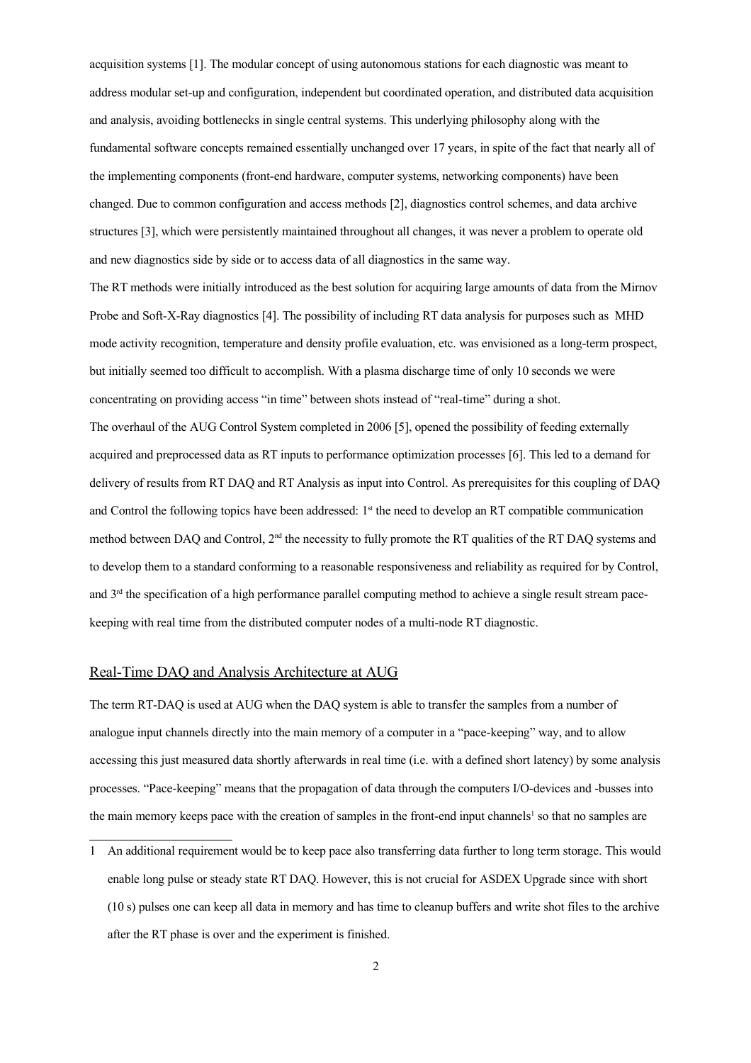acquisition systems [1]. The modular concept of using autonomous stations for each diagnostic was meant to address modular set-up and configuration, independent but coordinated operation, and distributed data acquisition and analysis, avoiding bottlenecks in single central systems. This underlying philosophy along with the fundamental software concepts remained essentially unchanged over 17 years, in spite of the fact that nearly all of the implementing components (front-end hardware, computer systems, networking components) have been changed. Due to common configuration and access methods [2], diagnostics control schemes, and data archive structures [3], which were persistently maintained throughout all changes, it was never a problem to operate old and new diagnostics side by side or to access data of all diagnostics in the same way.

The RT methods were initially introduced as the best solution for acquiring large amounts of data from the Mirnov Probe and Soft-X-Ray diagnostics [4]. The possibility of including RT data analysis for purposes such as MHD mode activity recognition, temperature and density profile evaluation, etc. was envisioned as a long-term prospect, but initially seemed too difficult to accomplish. With a plasma discharge time of only 10 seconds we were concentrating on providing access "in time" between shots instead of "real-time" during a shot.

The overhaul of the AUG Control System completed in 2006 [5], opened the possibility of feeding externally acquired and preprocessed data as RT inputs to performance optimization processes [6]. This led to a demand for delivery of results from RT DAQ and RT Analysis as input into Control. As prerequisites for this coupling of DAQ and Control the following topics have been addressed: 1st the need to develop an RT compatible communication method between DAQ and Control, 2nd the necessity to fully promote the RT qualities of the RT DAQ systems and to develop them to a standard conforming to a reasonable responsiveness and reliability as required for by Control, and 3rd the specification of a high performance parallel computing method to achieve a single result stream pace-keeping with real time from the distributed computer nodes of a multi-node RT diagnostic.

## Real-Time DAQ and Analysis Architecture at AUG

The term RT-DAQ is used at AUG when the DAQ system is able to transfer the samples from a number of analogue input channels directly into the main memory of a computer in a "pace-keeping" way, and to allow accessing this just measured data shortly afterwards in real time (i.e. with a defined short latency) by some analysis processes. "Pace-keeping" means that the propagation of data through the computers I/O-devices and -busses into the main memory keeps pace with the creation of samples in the front-end input channels[1] so that no samples are

[1] An additional requirement would be to keep pace also transferring data further to long term storage. This would enable long pulse or steady state RT DAQ. However, this is not crucial for ASDEX Upgrade since with short (10 s) pulses one can keep all data in memory and has time to cleanup buffers and write shot files to the archive after the RT phase is over and the experiment is finished.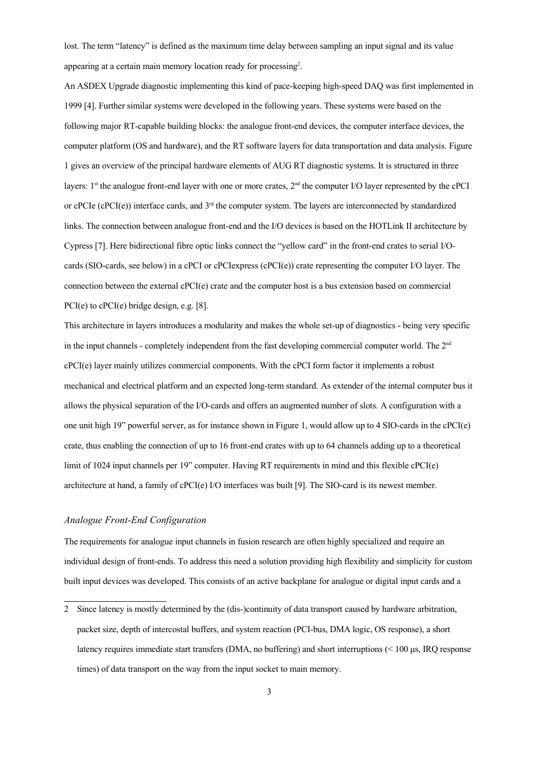lost. The term “latency” is defined as the maximum time delay between sampling an input signal and its value appearing at a certain main memory location ready for processing[2].

An ASDEX Upgrade diagnostic implementing this kind of pace-keeping high-speed DAQ was first implemented in 1999 [4]. Further similar systems were developed in the following years. These systems were based on the following major RT-capable building blocks: the analogue front-end devices, the computer interface devices, the computer platform (OS and hardware), and the RT software layers for data transportation and data analysis. Figure 1 gives an overview of the principal hardware elements of AUG RT diagnostic systems. It is structured in three layers: 1st the analogue front-end layer with one or more crates, 2nd the computer I/O layer represented by the cPCI or cPCIe (cPCI(e)) interface cards, and 3rd the computer system. The layers are interconnected by standardized links. The connection between analogue front-end and the I/O devices is based on the HOTLink II architecture by Cypress [7]. Here bidirectional fibre optic links connect the “yellow card” in the front-end crates to serial I/O-cards (SIO-cards, see below) in a cPCI or cPCIexpress (cPCI(e)) crate representing the computer I/O layer. The connection between the external cPCI(e) crate and the computer host is a bus extension based on commercial PCI(e) to cPCI(e) bridge design, e.g. [8].

This architecture in layers introduces a modularity and makes the whole set-up of diagnostics - being very specific in the input channels - completely independent from the fast developing commercial computer world. The 2nd cPCI(e) layer mainly utilizes commercial components. With the cPCI form factor it implements a robust mechanical and electrical platform and an expected long-term standard. As extender of the internal computer bus it allows the physical separation of the I/O-cards and offers an augmented number of slots. A configuration with a one unit high 19” powerful server, as for instance shown in Figure 1, would allow up to 4 SIO-cards in the cPCI(e) crate, thus enabling the connection of up to 16 front-end crates with up to 64 channels adding up to a theoretical limit of 1024 input channels per 19” computer. Having RT requirements in mind and this flexible cPCI(e) architecture at hand, a family of cPCI(e) I/O interfaces was built [9]. The SIO-card is its newest member.

### *Analogue Front-End Configuration*

The requirements for analogue input channels in fusion research are often highly specialized and require an individual design of front-ends. To address this need a solution providing high flexibility and simplicity for custom built input devices was developed. This consists of an active backplane for analogue or digital input cards and a

---

2 Since latency is mostly determined by the (dis-)continuity of data transport caused by hardware arbitration, packet size, depth of intercostal buffers, and system reaction (PCI-bus, DMA logic, OS response), a short latency requires immediate start transfers (DMA, no buffering) and short interruptions (< 100 µs, IRQ response times) of data transport on the way from the input socket to main memory.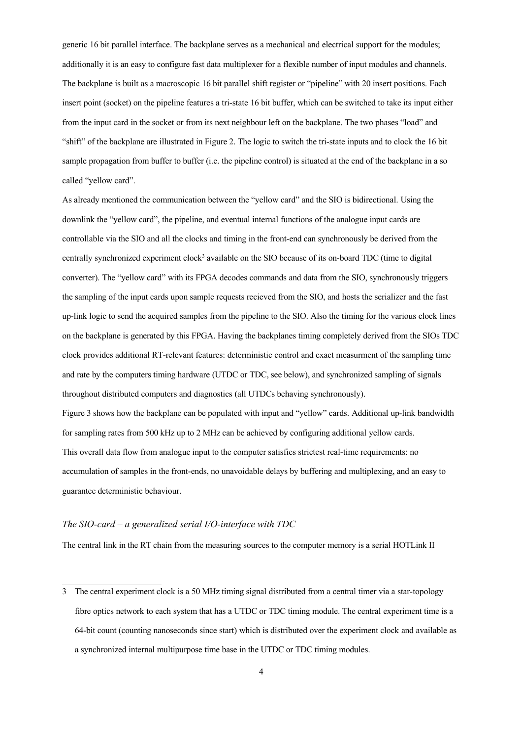generic 16 bit parallel interface. The backplane serves as a mechanical and electrical support for the modules; additionally it is an easy to configure fast data multiplexer for a flexible number of input modules and channels. The backplane is built as a macroscopic 16 bit parallel shift register or "pipeline" with 20 insert positions. Each insert point (socket) on the pipeline features a tri-state 16 bit buffer, which can be switched to take its input either from the input card in the socket or from its next neighbour left on the backplane. The two phases "load" and "shift" of the backplane are illustrated in Figure 2. The logic to switch the tri-state inputs and to clock the 16 bit sample propagation from buffer to buffer (i.e. the pipeline control) is situated at the end of the backplane in a so called "yellow card".

As already mentioned the communication between the "yellow card" and the SIO is bidirectional. Using the downlink the "yellow card", the pipeline, and eventual internal functions of the analogue input cards are controllable via the SIO and all the clocks and timing in the front-end can synchronously be derived from the centrally synchronized experiment clock[3] available on the SIO because of its on-board TDC (time to digital converter). The "yellow card" with its FPGA decodes commands and data from the SIO, synchronously triggers the sampling of the input cards upon sample requests recieved from the SIO, and hosts the serializer and the fast up-link logic to send the acquired samples from the pipeline to the SIO. Also the timing for the various clock lines on the backplane is generated by this FPGA. Having the backplanes timing completely derived from the SIOs TDC clock provides additional RT-relevant features: deterministic control and exact measurment of the sampling time and rate by the computers timing hardware (UTDC or TDC, see below), and synchronized sampling of signals throughout distributed computers and diagnostics (all UTDCs behaving synchronously).

Figure 3 shows how the backplane can be populated with input and "yellow" cards. Additional up-link bandwidth for sampling rates from 500 kHz up to 2 MHz can be achieved by configuring additional yellow cards.

This overall data flow from analogue input to the computer satisfies strictest real-time requirements: no accumulation of samples in the front-ends, no unavoidable delays by buffering and multiplexing, and an easy to guarantee deterministic behaviour.

### *The SIO-card – a generalized serial I/O-interface with TDC*

The central link in the RT chain from the measuring sources to the computer memory is a serial HOTLink II

---

[3] The central experiment clock is a 50 MHz timing signal distributed from a central timer via a star-topology fibre optics network to each system that has a UTDC or TDC timing module. The central experiment time is a 64-bit count (counting nanoseconds since start) which is distributed over the experiment clock and available as a synchronized internal multipurpose time base in the UTDC or TDC timing modules.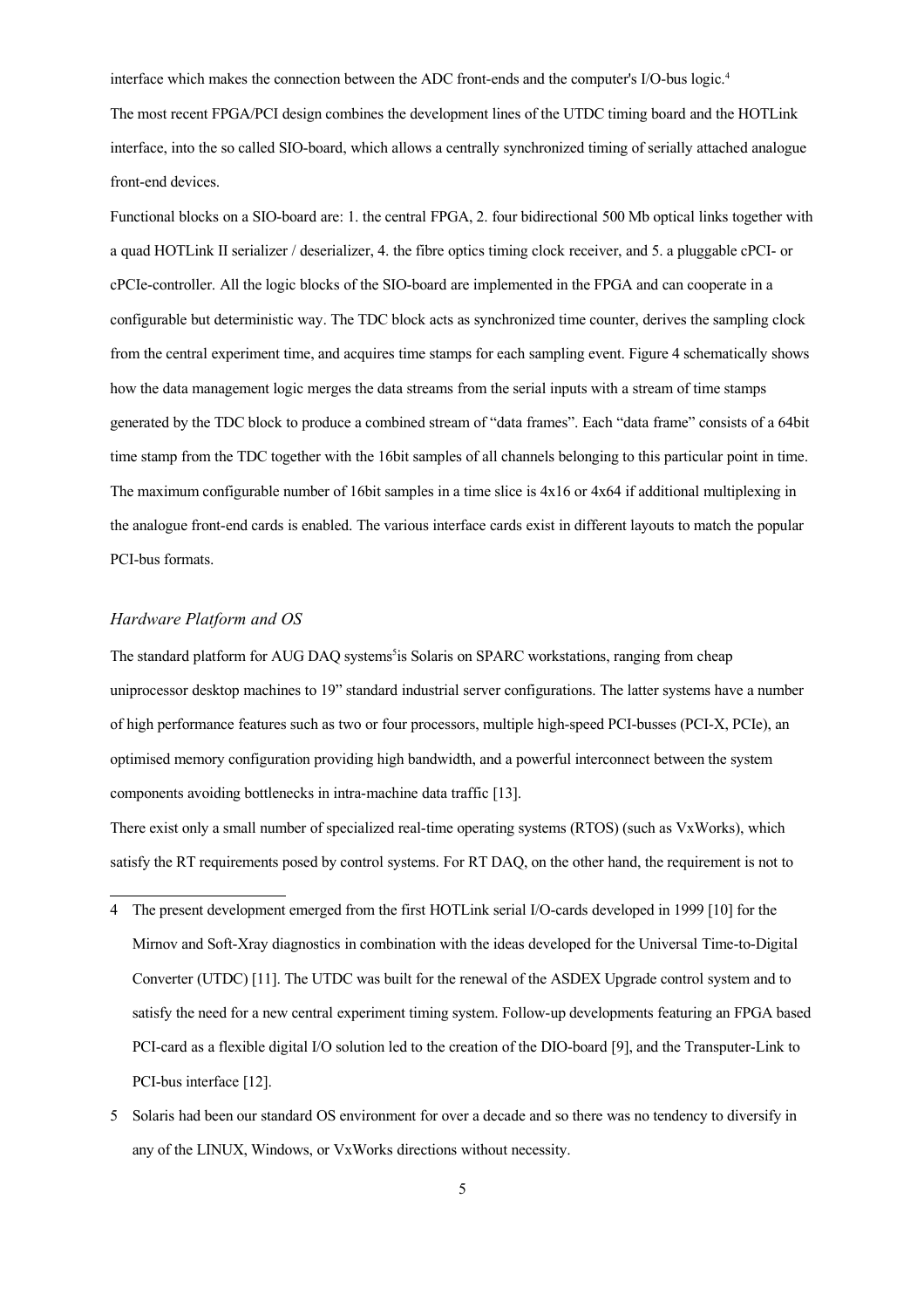interface which makes the connection between the ADC front-ends and the computer's I/O-bus logic.[4]

The most recent FPGA/PCI design combines the development lines of the UTDC timing board and the HOTLink interface, into the so called SIO-board, which allows a centrally synchronized timing of serially attached analogue front-end devices.

Functional blocks on a SIO-board are: 1. the central FPGA, 2. four bidirectional 500 Mb optical links together with a quad HOTLink II serializer / deserializer, 4. the fibre optics timing clock receiver, and 5. a pluggable cPCI- or cPCIe-controller. All the logic blocks of the SIO-board are implemented in the FPGA and can cooperate in a configurable but deterministic way. The TDC block acts as synchronized time counter, derives the sampling clock from the central experiment time, and acquires time stamps for each sampling event. Figure 4 schematically shows how the data management logic merges the data streams from the serial inputs with a stream of time stamps generated by the TDC block to produce a combined stream of "data frames". Each "data frame" consists of a 64bit time stamp from the TDC together with the 16bit samples of all channels belonging to this particular point in time. The maximum configurable number of 16bit samples in a time slice is 4x16 or 4x64 if additional multiplexing in the analogue front-end cards is enabled. The various interface cards exist in different layouts to match the popular PCI-bus formats.

### *Hardware Platform and OS*

The standard platform for AUG DAQ systems[5] is Solaris on SPARC workstations, ranging from cheap uniprocessor desktop machines to 19" standard industrial server configurations. The latter systems have a number of high performance features such as two or four processors, multiple high-speed PCI-busses (PCI-X, PCIe), an optimised memory configuration providing high bandwidth, and a powerful interconnect between the system components avoiding bottlenecks in intra-machine data traffic [13].

There exist only a small number of specialized real-time operating systems (RTOS) (such as VxWorks), which satisfy the RT requirements posed by control systems. For RT DAQ, on the other hand, the requirement is not to

---

4 The present development emerged from the first HOTLink serial I/O-cards developed in 1999 [10] for the Mirnov and Soft-Xray diagnostics in combination with the ideas developed for the Universal Time-to-Digital Converter (UTDC) [11]. The UTDC was built for the renewal of the ASDEX Upgrade control system and to satisfy the need for a new central experiment timing system. Follow-up developments featuring an FPGA based PCI-card as a flexible digital I/O solution led to the creation of the DIO-board [9], and the Transputer-Link to PCI-bus interface [12].

5 Solaris had been our standard OS environment for over a decade and so there was no tendency to diversify in any of the LINUX, Windows, or VxWorks directions without necessity.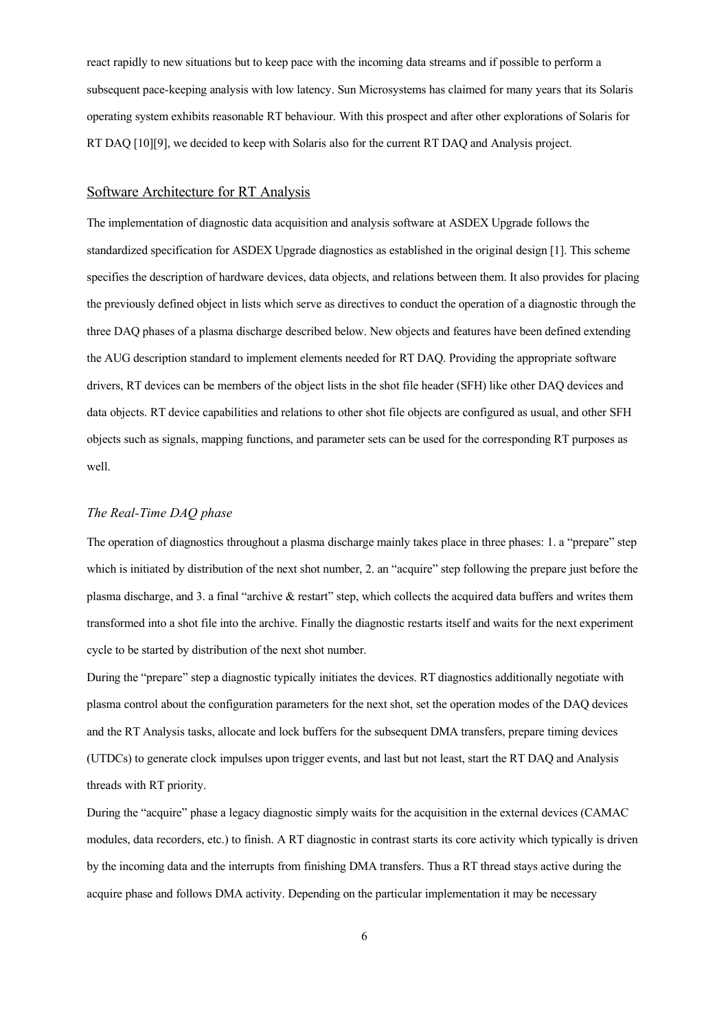react rapidly to new situations but to keep pace with the incoming data streams and if possible to perform a subsequent pace-keeping analysis with low latency. Sun Microsystems has claimed for many years that its Solaris operating system exhibits reasonable RT behaviour. With this prospect and after other explorations of Solaris for RT DAQ [10][9], we decided to keep with Solaris also for the current RT DAQ and Analysis project.

## Software Architecture for RT Analysis

The implementation of diagnostic data acquisition and analysis software at ASDEX Upgrade follows the standardized specification for ASDEX Upgrade diagnostics as established in the original design [1]. This scheme specifies the description of hardware devices, data objects, and relations between them. It also provides for placing the previously defined object in lists which serve as directives to conduct the operation of a diagnostic through the three DAQ phases of a plasma discharge described below. New objects and features have been defined extending the AUG description standard to implement elements needed for RT DAQ. Providing the appropriate software drivers, RT devices can be members of the object lists in the shot file header (SFH) like other DAQ devices and data objects. RT device capabilities and relations to other shot file objects are configured as usual, and other SFH objects such as signals, mapping functions, and parameter sets can be used for the corresponding RT purposes as well.

### *The Real-Time DAQ phase*

The operation of diagnostics throughout a plasma discharge mainly takes place in three phases: 1. a "prepare" step which is initiated by distribution of the next shot number, 2. an "acquire" step following the prepare just before the plasma discharge, and 3. a final "archive & restart" step, which collects the acquired data buffers and writes them transformed into a shot file into the archive. Finally the diagnostic restarts itself and waits for the next experiment cycle to be started by distribution of the next shot number.

During the "prepare" step a diagnostic typically initiates the devices. RT diagnostics additionally negotiate with plasma control about the configuration parameters for the next shot, set the operation modes of the DAQ devices and the RT Analysis tasks, allocate and lock buffers for the subsequent DMA transfers, prepare timing devices (UTDCs) to generate clock impulses upon trigger events, and last but not least, start the RT DAQ and Analysis threads with RT priority.

During the "acquire" phase a legacy diagnostic simply waits for the acquisition in the external devices (CAMAC modules, data recorders, etc.) to finish. A RT diagnostic in contrast starts its core activity which typically is driven by the incoming data and the interrupts from finishing DMA transfers. Thus a RT thread stays active during the acquire phase and follows DMA activity. Depending on the particular implementation it may be necessary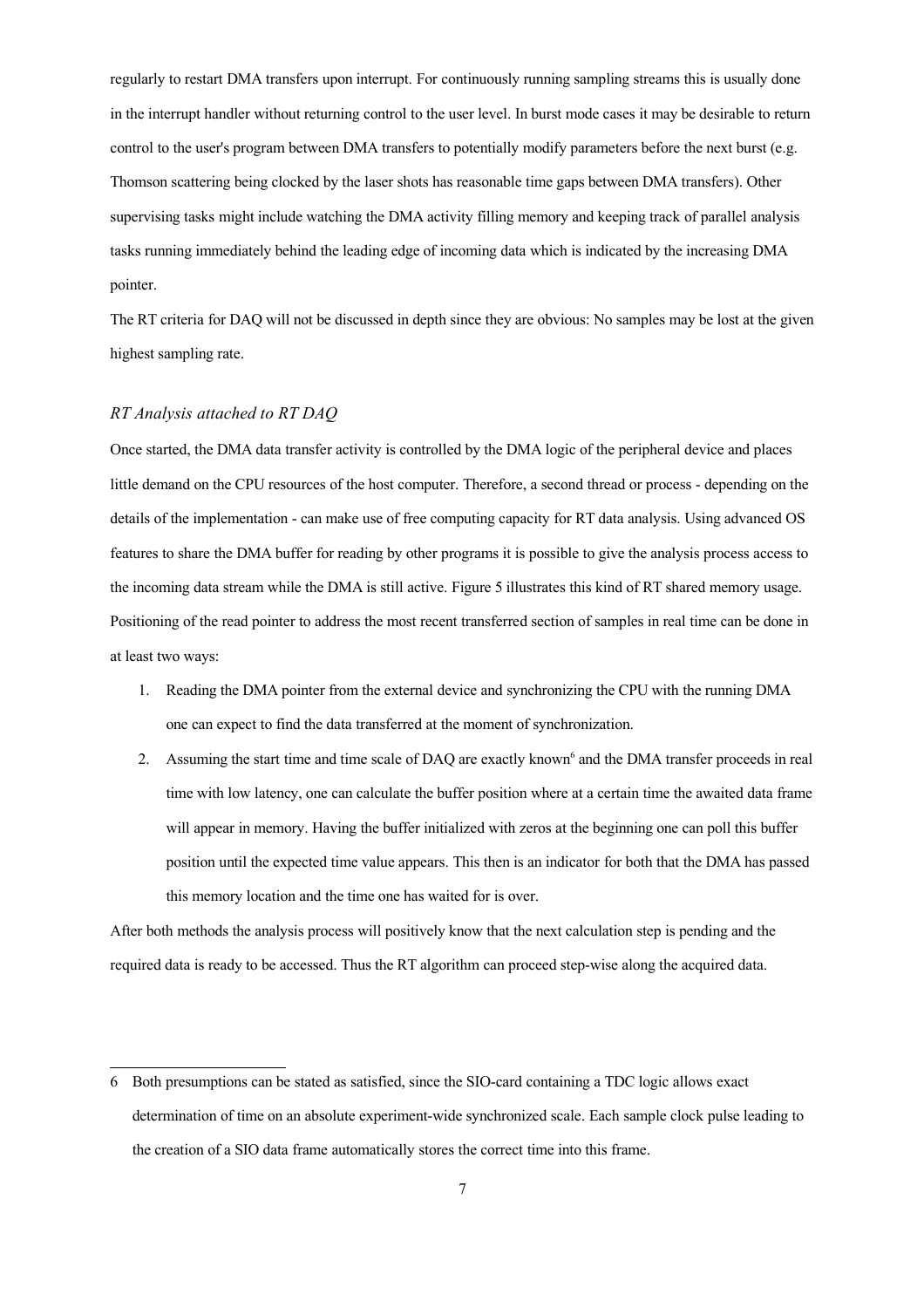regularly to restart DMA transfers upon interrupt. For continuously running sampling streams this is usually done in the interrupt handler without returning control to the user level. In burst mode cases it may be desirable to return control to the user's program between DMA transfers to potentially modify parameters before the next burst (e.g. Thomson scattering being clocked by the laser shots has reasonable time gaps between DMA transfers). Other supervising tasks might include watching the DMA activity filling memory and keeping track of parallel analysis tasks running immediately behind the leading edge of incoming data which is indicated by the increasing DMA pointer.

The RT criteria for DAQ will not be discussed in depth since they are obvious: No samples may be lost at the given highest sampling rate.

### *RT Analysis attached to RT DAQ*

Once started, the DMA data transfer activity is controlled by the DMA logic of the peripheral device and places little demand on the CPU resources of the host computer. Therefore, a second thread or process - depending on the details of the implementation - can make use of free computing capacity for RT data analysis. Using advanced OS features to share the DMA buffer for reading by other programs it is possible to give the analysis process access to the incoming data stream while the DMA is still active. Figure 5 illustrates this kind of RT shared memory usage. Positioning of the read pointer to address the most recent transferred section of samples in real time can be done in at least two ways:

1. Reading the DMA pointer from the external device and synchronizing the CPU with the running DMA one can expect to find the data transferred at the moment of synchronization.
2. Assuming the start time and time scale of DAQ are exactly known[6] and the DMA transfer proceeds in real time with low latency, one can calculate the buffer position where at a certain time the awaited data frame will appear in memory. Having the buffer initialized with zeros at the beginning one can poll this buffer position until the expected time value appears. This then is an indicator for both that the DMA has passed this memory location and the time one has waited for is over.

After both methods the analysis process will positively know that the next calculation step is pending and the required data is ready to be accessed. Thus the RT algorithm can proceed step-wise along the acquired data.

---

6 Both presumptions can be stated as satisfied, since the SIO-card containing a TDC logic allows exact determination of time on an absolute experiment-wide synchronized scale. Each sample clock pulse leading to the creation of a SIO data frame automatically stores the correct time into this frame.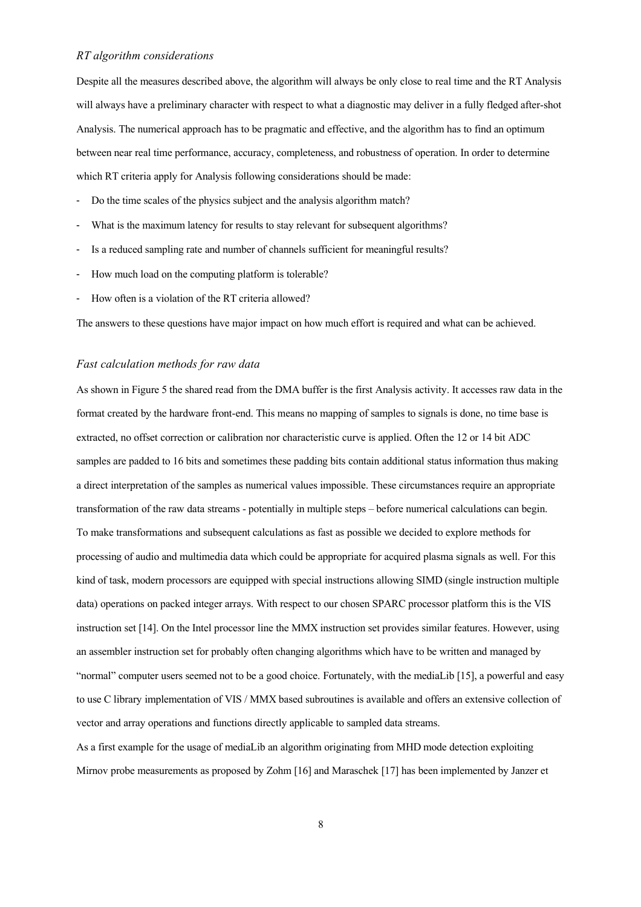### *RT algorithm considerations*

Despite all the measures described above, the algorithm will always be only close to real time and the RT Analysis will always have a preliminary character with respect to what a diagnostic may deliver in a fully fledged after-shot Analysis. The numerical approach has to be pragmatic and effective, and the algorithm has to find an optimum between near real time performance, accuracy, completeness, and robustness of operation. In order to determine which RT criteria apply for Analysis following considerations should be made:

- Do the time scales of the physics subject and the analysis algorithm match?
- What is the maximum latency for results to stay relevant for subsequent algorithms?
- Is a reduced sampling rate and number of channels sufficient for meaningful results?
- How much load on the computing platform is tolerable?
- How often is a violation of the RT criteria allowed?

The answers to these questions have major impact on how much effort is required and what can be achieved.

### *Fast calculation methods for raw data*

As shown in Figure 5 the shared read from the DMA buffer is the first Analysis activity. It accesses raw data in the format created by the hardware front-end. This means no mapping of samples to signals is done, no time base is extracted, no offset correction or calibration nor characteristic curve is applied. Often the 12 or 14 bit ADC samples are padded to 16 bits and sometimes these padding bits contain additional status information thus making a direct interpretation of the samples as numerical values impossible. These circumstances require an appropriate transformation of the raw data streams - potentially in multiple steps – before numerical calculations can begin. To make transformations and subsequent calculations as fast as possible we decided to explore methods for processing of audio and multimedia data which could be appropriate for acquired plasma signals as well. For this kind of task, modern processors are equipped with special instructions allowing SIMD (single instruction multiple data) operations on packed integer arrays. With respect to our chosen SPARC processor platform this is the VIS instruction set [14]. On the Intel processor line the MMX instruction set provides similar features. However, using an assembler instruction set for probably often changing algorithms which have to be written and managed by "normal" computer users seemed not to be a good choice. Fortunately, with the mediaLib [15], a powerful and easy to use C library implementation of VIS / MMX based subroutines is available and offers an extensive collection of vector and array operations and functions directly applicable to sampled data streams.

As a first example for the usage of mediaLib an algorithm originating from MHD mode detection exploiting Mirnov probe measurements as proposed by Zohm [16] and Maraschek [17] has been implemented by Janzer et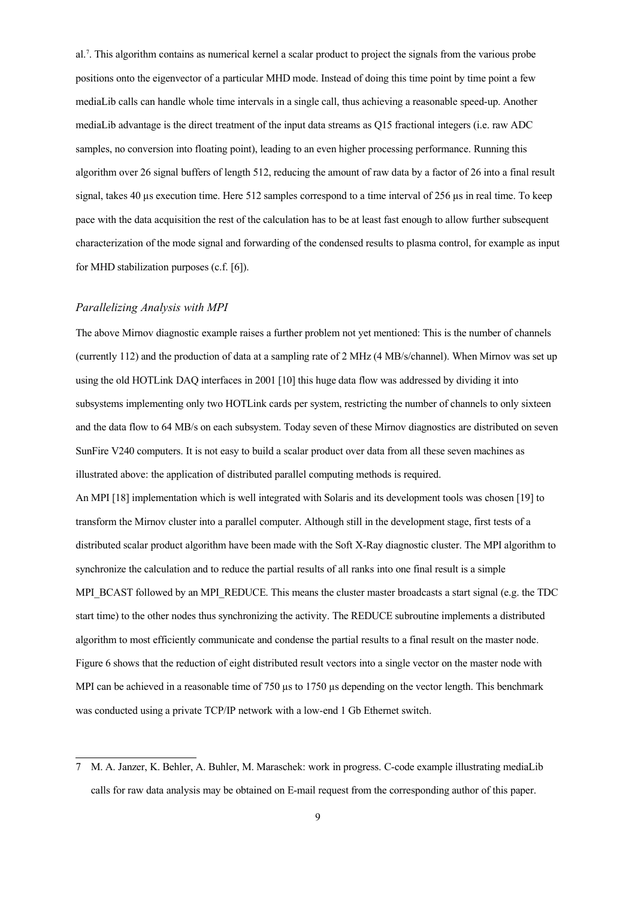al.[7]. This algorithm contains as numerical kernel a scalar product to project the signals from the various probe positions onto the eigenvector of a particular MHD mode. Instead of doing this time point by time point a few mediaLib calls can handle whole time intervals in a single call, thus achieving a reasonable speed-up. Another mediaLib advantage is the direct treatment of the input data streams as Q15 fractional integers (i.e. raw ADC samples, no conversion into floating point), leading to an even higher processing performance. Running this algorithm over 26 signal buffers of length 512, reducing the amount of raw data by a factor of 26 into a final result signal, takes 40 µs execution time. Here 512 samples correspond to a time interval of 256 µs in real time. To keep pace with the data acquisition the rest of the calculation has to be at least fast enough to allow further subsequent characterization of the mode signal and forwarding of the condensed results to plasma control, for example as input for MHD stabilization purposes (c.f. [6]).

### *Parallelizing Analysis with MPI*

The above Mirnov diagnostic example raises a further problem not yet mentioned: This is the number of channels (currently 112) and the production of data at a sampling rate of 2 MHz (4 MB/s/channel). When Mirnov was set up using the old HOTLink DAQ interfaces in 2001 [10] this huge data flow was addressed by dividing it into subsystems implementing only two HOTLink cards per system, restricting the number of channels to only sixteen and the data flow to 64 MB/s on each subsystem. Today seven of these Mirnov diagnostics are distributed on seven SunFire V240 computers. It is not easy to build a scalar product over data from all these seven machines as illustrated above: the application of distributed parallel computing methods is required.

An MPI [18] implementation which is well integrated with Solaris and its development tools was chosen [19] to transform the Mirnov cluster into a parallel computer. Although still in the development stage, first tests of a distributed scalar product algorithm have been made with the Soft X-Ray diagnostic cluster. The MPI algorithm to synchronize the calculation and to reduce the partial results of all ranks into one final result is a simple MPI_BCAST followed by an MPI_REDUCE. This means the cluster master broadcasts a start signal (e.g. the TDC start time) to the other nodes thus synchronizing the activity. The REDUCE subroutine implements a distributed algorithm to most efficiently communicate and condense the partial results to a final result on the master node. Figure 6 shows that the reduction of eight distributed result vectors into a single vector on the master node with MPI can be achieved in a reasonable time of 750 µs to 1750 µs depending on the vector length. This benchmark was conducted using a private TCP/IP network with a low-end 1 Gb Ethernet switch.

---

7 M. A. Janzer, K. Behler, A. Buhler, M. Maraschek: work in progress. C-code example illustrating mediaLib calls for raw data analysis may be obtained on E-mail request from the corresponding author of this paper.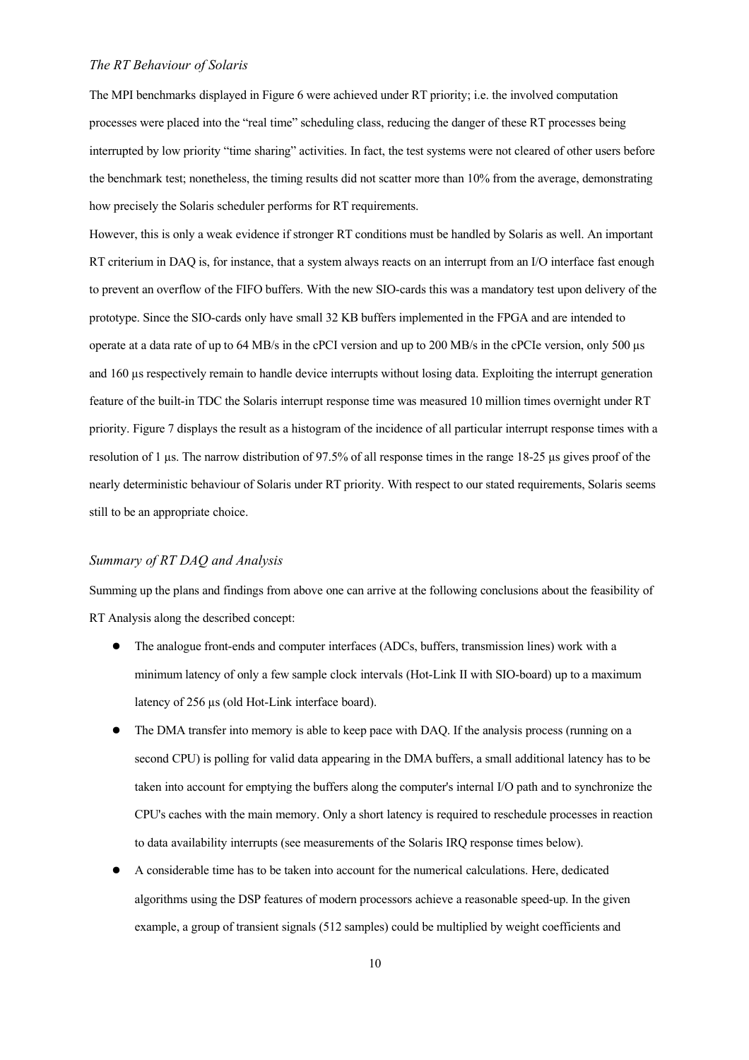### *The RT Behaviour of Solaris*

The MPI benchmarks displayed in Figure 6 were achieved under RT priority; i.e. the involved computation processes were placed into the "real time" scheduling class, reducing the danger of these RT processes being interrupted by low priority "time sharing" activities. In fact, the test systems were not cleared of other users before the benchmark test; nonetheless, the timing results did not scatter more than 10% from the average, demonstrating how precisely the Solaris scheduler performs for RT requirements.

However, this is only a weak evidence if stronger RT conditions must be handled by Solaris as well. An important RT criterium in DAQ is, for instance, that a system always reacts on an interrupt from an I/O interface fast enough to prevent an overflow of the FIFO buffers. With the new SIO-cards this was a mandatory test upon delivery of the prototype. Since the SIO-cards only have small 32 KB buffers implemented in the FPGA and are intended to operate at a data rate of up to 64 MB/s in the cPCI version and up to 200 MB/s in the cPCIe version, only 500 µs and 160 µs respectively remain to handle device interrupts without losing data. Exploiting the interrupt generation feature of the built-in TDC the Solaris interrupt response time was measured 10 million times overnight under RT priority. Figure 7 displays the result as a histogram of the incidence of all particular interrupt response times with a resolution of 1 µs. The narrow distribution of 97.5% of all response times in the range 18-25 µs gives proof of the nearly deterministic behaviour of Solaris under RT priority. With respect to our stated requirements, Solaris seems still to be an appropriate choice.

### *Summary of RT DAQ and Analysis*

Summing up the plans and findings from above one can arrive at the following conclusions about the feasibility of RT Analysis along the described concept:

- The analogue front-ends and computer interfaces (ADCs, buffers, transmission lines) work with a minimum latency of only a few sample clock intervals (Hot-Link II with SIO-board) up to a maximum latency of 256 µs (old Hot-Link interface board).
- The DMA transfer into memory is able to keep pace with DAQ. If the analysis process (running on a second CPU) is polling for valid data appearing in the DMA buffers, a small additional latency has to be taken into account for emptying the buffers along the computer's internal I/O path and to synchronize the CPU's caches with the main memory. Only a short latency is required to reschedule processes in reaction to data availability interrupts (see measurements of the Solaris IRQ response times below).
- A considerable time has to be taken into account for the numerical calculations. Here, dedicated algorithms using the DSP features of modern processors achieve a reasonable speed-up. In the given example, a group of transient signals (512 samples) could be multiplied by weight coefficients and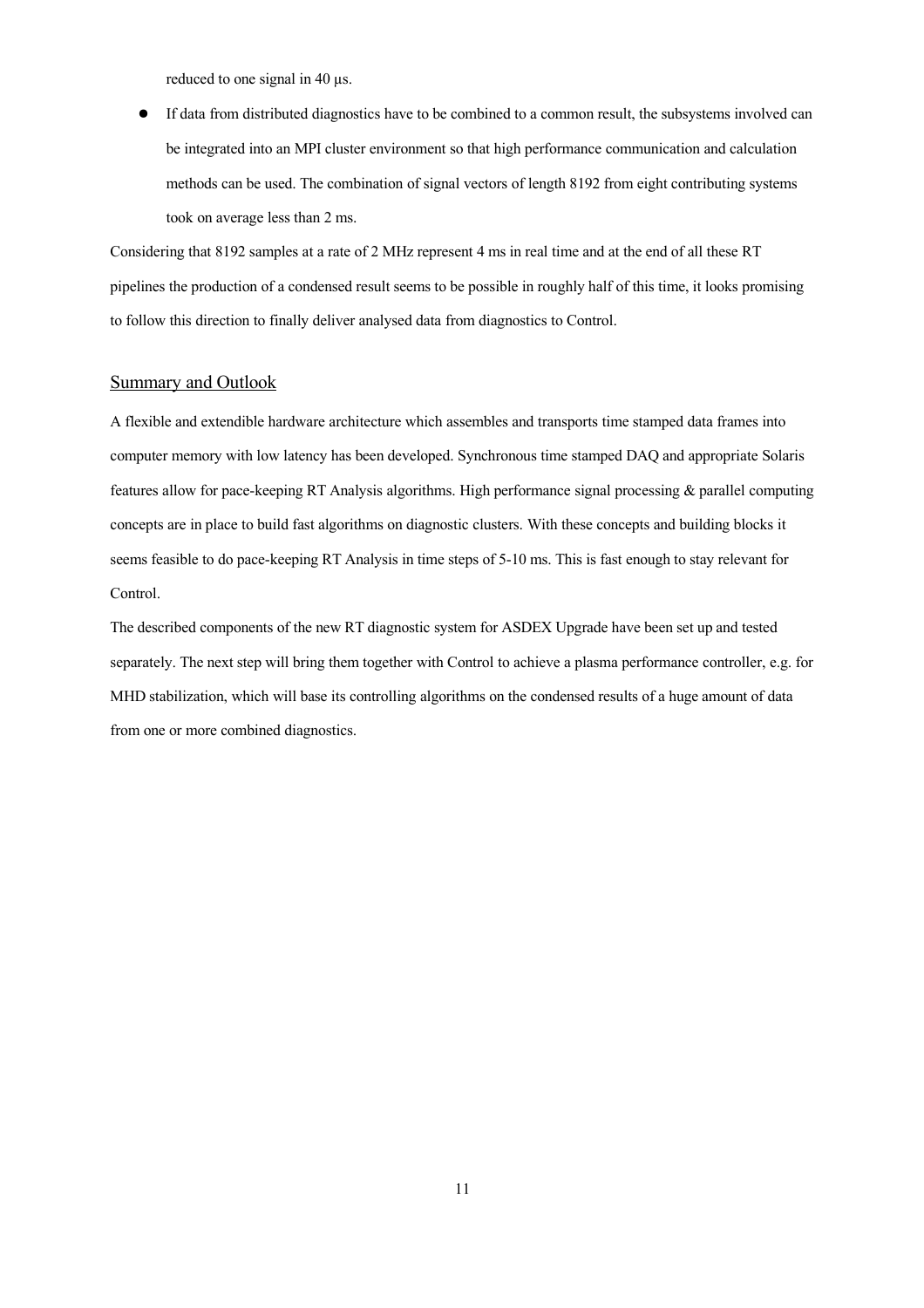reduced to one signal in 40 µs.

- If data from distributed diagnostics have to be combined to a common result, the subsystems involved can be integrated into an MPI cluster environment so that high performance communication and calculation methods can be used. The combination of signal vectors of length 8192 from eight contributing systems took on average less than 2 ms.

Considering that 8192 samples at a rate of 2 MHz represent 4 ms in real time and at the end of all these RT pipelines the production of a condensed result seems to be possible in roughly half of this time, it looks promising to follow this direction to finally deliver analysed data from diagnostics to Control.

## Summary and Outlook

A flexible and extendible hardware architecture which assembles and transports time stamped data frames into computer memory with low latency has been developed. Synchronous time stamped DAQ and appropriate Solaris features allow for pace-keeping RT Analysis algorithms. High performance signal processing & parallel computing concepts are in place to build fast algorithms on diagnostic clusters. With these concepts and building blocks it seems feasible to do pace-keeping RT Analysis in time steps of 5-10 ms. This is fast enough to stay relevant for Control.

The described components of the new RT diagnostic system for ASDEX Upgrade have been set up and tested separately. The next step will bring them together with Control to achieve a plasma performance controller, e.g. for MHD stabilization, which will base its controlling algorithms on the condensed results of a huge amount of data from one or more combined diagnostics.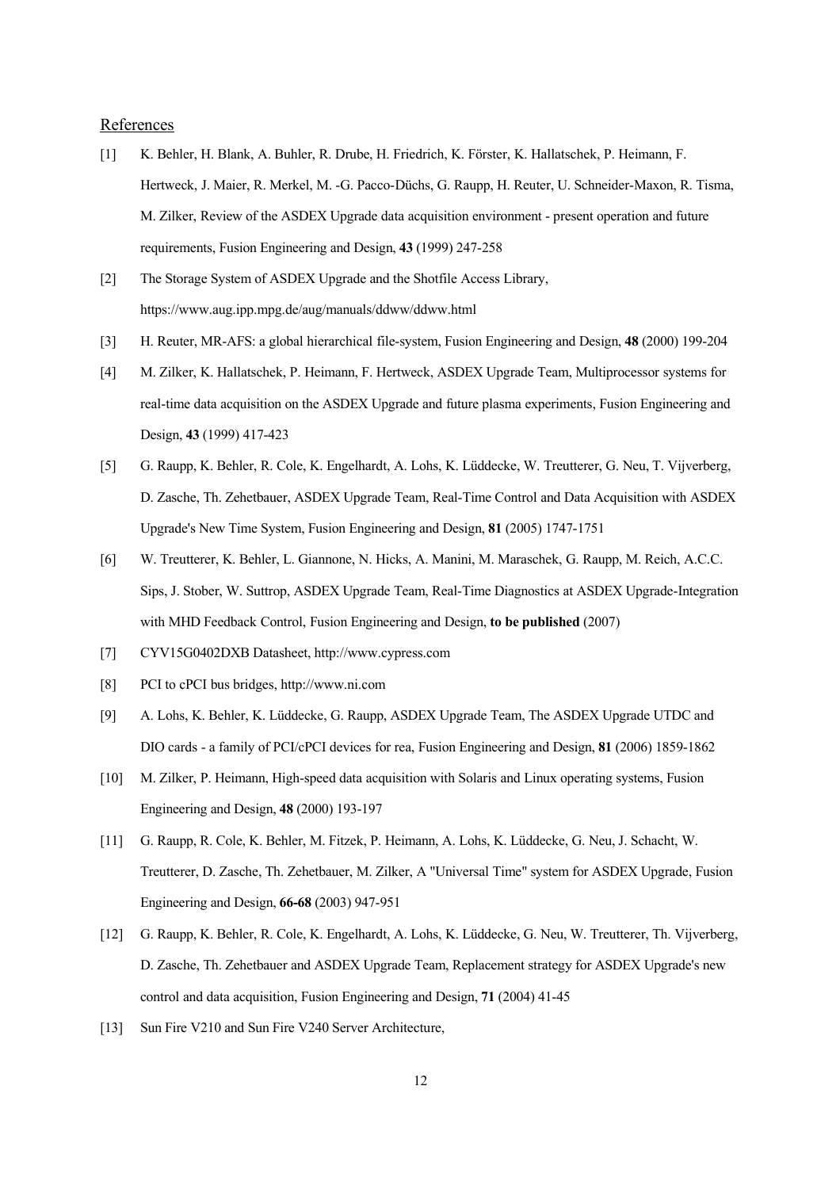References

[1] K. Behler, H. Blank, A. Buhler, R. Drube, H. Friedrich, K. Förster, K. Hallatschek, P. Heimann, F. Hertweck, J. Maier, R. Merkel, M. -G. Pacco-Düchs, G. Raupp, H. Reuter, U. Schneider-Maxon, R. Tisma, M. Zilker, Review of the ASDEX Upgrade data acquisition environment - present operation and future requirements, Fusion Engineering and Design, **43** (1999) 247-258

[2] The Storage System of ASDEX Upgrade and the Shotfile Access Library, https://www.aug.ipp.mpg.de/aug/manuals/ddww/ddww.html

[3] H. Reuter, MR-AFS: a global hierarchical file-system, Fusion Engineering and Design, **48** (2000) 199-204

[4] M. Zilker, K. Hallatschek, P. Heimann, F. Hertweck, ASDEX Upgrade Team, Multiprocessor systems for real-time data acquisition on the ASDEX Upgrade and future plasma experiments, Fusion Engineering and Design, **43** (1999) 417-423

[5] G. Raupp, K. Behler, R. Cole, K. Engelhardt, A. Lohs, K. Lüddecke, W. Treutterer, G. Neu, T. Vijverberg, D. Zasche, Th. Zehetbauer, ASDEX Upgrade Team, Real-Time Control and Data Acquisition with ASDEX Upgrade's New Time System, Fusion Engineering and Design, **81** (2005) 1747-1751

[6] W. Treutterer, K. Behler, L. Giannone, N. Hicks, A. Manini, M. Maraschek, G. Raupp, M. Reich, A.C.C. Sips, J. Stober, W. Suttrop, ASDEX Upgrade Team, Real-Time Diagnostics at ASDEX Upgrade-Integration with MHD Feedback Control, Fusion Engineering and Design, **to be published** (2007)

[7] CYV15G0402DXB Datasheet, http://www.cypress.com

[8] PCI to cPCI bus bridges, http://www.ni.com

[9] A. Lohs, K. Behler, K. Lüddecke, G. Raupp, ASDEX Upgrade Team, The ASDEX Upgrade UTDC and DIO cards - a family of PCI/cPCI devices for rea, Fusion Engineering and Design, **81** (2006) 1859-1862

[10] M. Zilker, P. Heimann, High-speed data acquisition with Solaris and Linux operating systems, Fusion Engineering and Design, **48** (2000) 193-197

[11] G. Raupp, R. Cole, K. Behler, M. Fitzek, P. Heimann, A. Lohs, K. Lüddecke, G. Neu, J. Schacht, W. Treutterer, D. Zasche, Th. Zehetbauer, M. Zilker, A "Universal Time" system for ASDEX Upgrade, Fusion Engineering and Design, **66-68** (2003) 947-951

[12] G. Raupp, K. Behler, R. Cole, K. Engelhardt, A. Lohs, K. Lüddecke, G. Neu, W. Treutterer, Th. Vijverberg, D. Zasche, Th. Zehetbauer and ASDEX Upgrade Team, Replacement strategy for ASDEX Upgrade's new control and data acquisition, Fusion Engineering and Design, **71** (2004) 41-45

[13] Sun Fire V210 and Sun Fire V240 Server Architecture,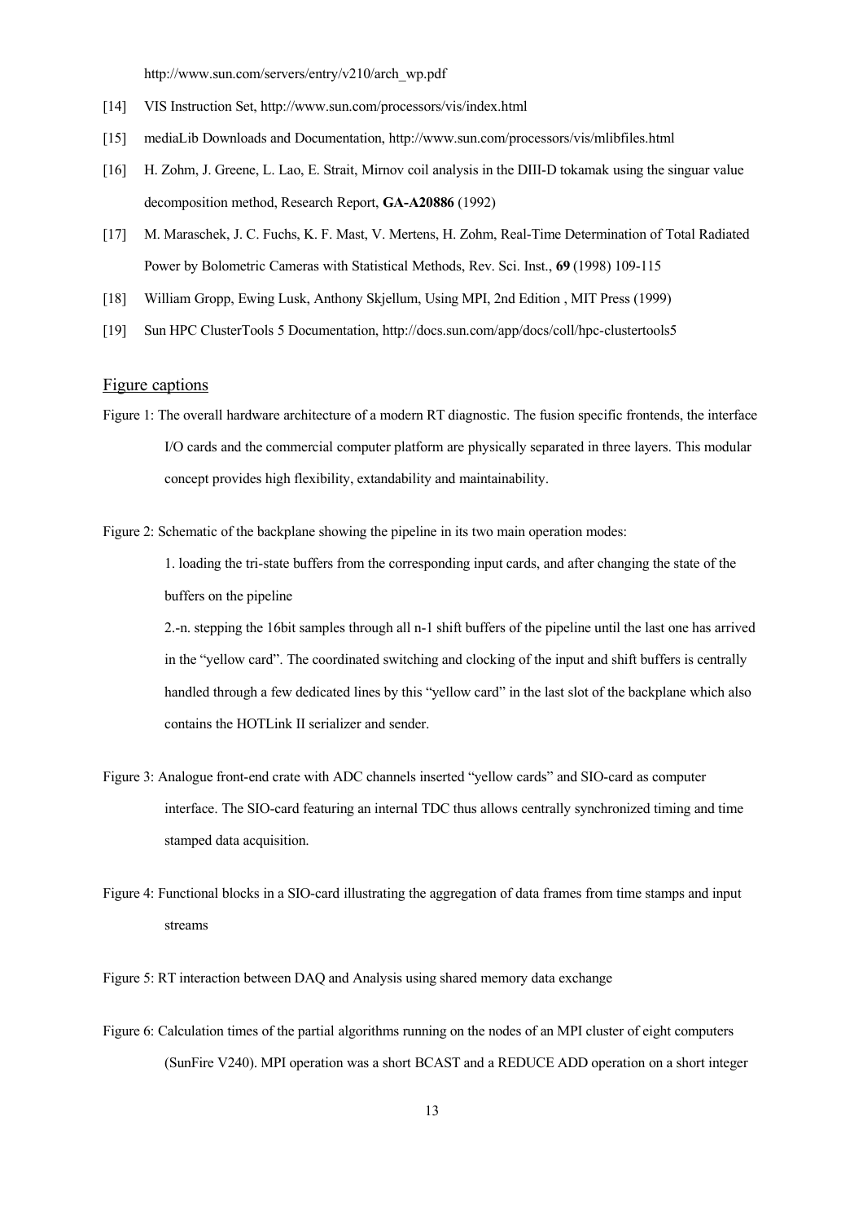http://www.sun.com/servers/entry/v210/arch_wp.pdf

[14] VIS Instruction Set, http://www.sun.com/processors/vis/index.html

[15] mediaLib Downloads and Documentation, http://www.sun.com/processors/vis/mlibfiles.html

[16] H. Zohm, J. Greene, L. Lao, E. Strait, Mirnov coil analysis in the DIII-D tokamak using the singuar value decomposition method, Research Report, **GA-A20886** (1992)

[17] M. Maraschek, J. C. Fuchs, K. F. Mast, V. Mertens, H. Zohm, Real-Time Determination of Total Radiated Power by Bolometric Cameras with Statistical Methods, Rev. Sci. Inst., **69** (1998) 109-115

[18] William Gropp, Ewing Lusk, Anthony Skjellum, Using MPI, 2nd Edition , MIT Press (1999)

[19] Sun HPC ClusterTools 5 Documentation, http://docs.sun.com/app/docs/coll/hpc-clustertools5

## Figure captions

Figure 1: The overall hardware architecture of a modern RT diagnostic. The fusion specific frontends, the interface I/O cards and the commercial computer platform are physically separated in three layers. This modular concept provides high flexibility, extandability and maintainability.

Figure 2: Schematic of the backplane showing the pipeline in its two main operation modes:

1. loading the tri-state buffers from the corresponding input cards, and after changing the state of the buffers on the pipeline

2.-n. stepping the 16bit samples through all n-1 shift buffers of the pipeline until the last one has arrived in the "yellow card". The coordinated switching and clocking of the input and shift buffers is centrally handled through a few dedicated lines by this "yellow card" in the last slot of the backplane which also contains the HOTLink II serializer and sender.

Figure 3: Analogue front-end crate with ADC channels inserted "yellow cards" and SIO-card as computer interface. The SIO-card featuring an internal TDC thus allows centrally synchronized timing and time stamped data acquisition.

Figure 4: Functional blocks in a SIO-card illustrating the aggregation of data frames from time stamps and input streams

Figure 5: RT interaction between DAQ and Analysis using shared memory data exchange

Figure 6: Calculation times of the partial algorithms running on the nodes of an MPI cluster of eight computers (SunFire V240). MPI operation was a short BCAST and a REDUCE ADD operation on a short integer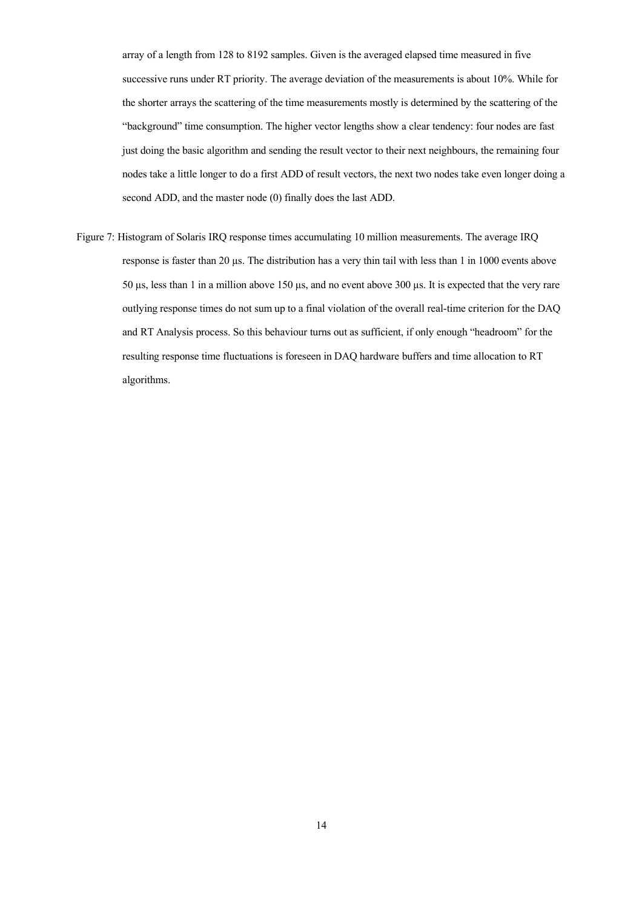array of a length from 128 to 8192 samples. Given is the averaged elapsed time measured in five successive runs under RT priority. The average deviation of the measurements is about 10%. While for the shorter arrays the scattering of the time measurements mostly is determined by the scattering of the "background" time consumption. The higher vector lengths show a clear tendency: four nodes are fast just doing the basic algorithm and sending the result vector to their next neighbours, the remaining four nodes take a little longer to do a first ADD of result vectors, the next two nodes take even longer doing a second ADD, and the master node (0) finally does the last ADD.

Figure 7: Histogram of Solaris IRQ response times accumulating 10 million measurements. The average IRQ response is faster than 20 µs. The distribution has a very thin tail with less than 1 in 1000 events above 50 µs, less than 1 in a million above 150 µs, and no event above 300 µs. It is expected that the very rare outlying response times do not sum up to a final violation of the overall real-time criterion for the DAQ and RT Analysis process. So this behaviour turns out as sufficient, if only enough "headroom" for the resulting response time fluctuations is foreseen in DAQ hardware buffers and time allocation to RT algorithms.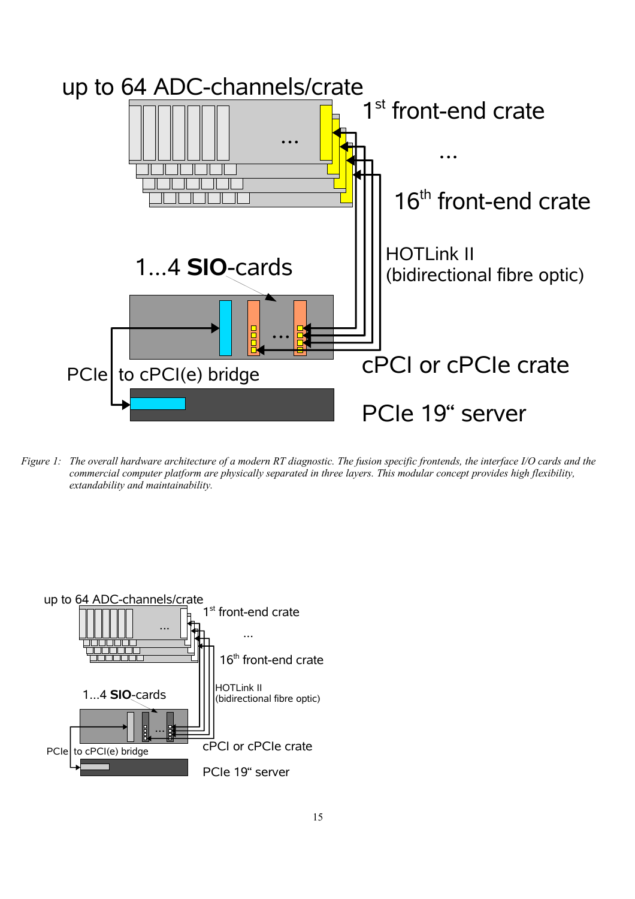up to 64 ADC-channels/crate

1st front-end crate

...

16th front-end crate

HOTLink II
(bidirectional fibre optic)

1...4 **SIO**-cards

PCIe to cPCI(e) bridge

cPCI or cPCIe crate

PCIe 19" server

*Figure 1: The overall hardware architecture of a modern RT diagnostic. The fusion specific frontends, the interface I/O cards and the commercial computer platform are physically separated in three layers. This modular concept provides high flexibility, extandability and maintainability.*

up to 64 ADC-channels/crate

1st front-end crate

...

16th front-end crate

HOTLink II
(bidirectional fibre optic)

1...4 **SIO**-cards

PCIe to cPCI(e) bridge

cPCI or cPCIe crate

PCIe 19" server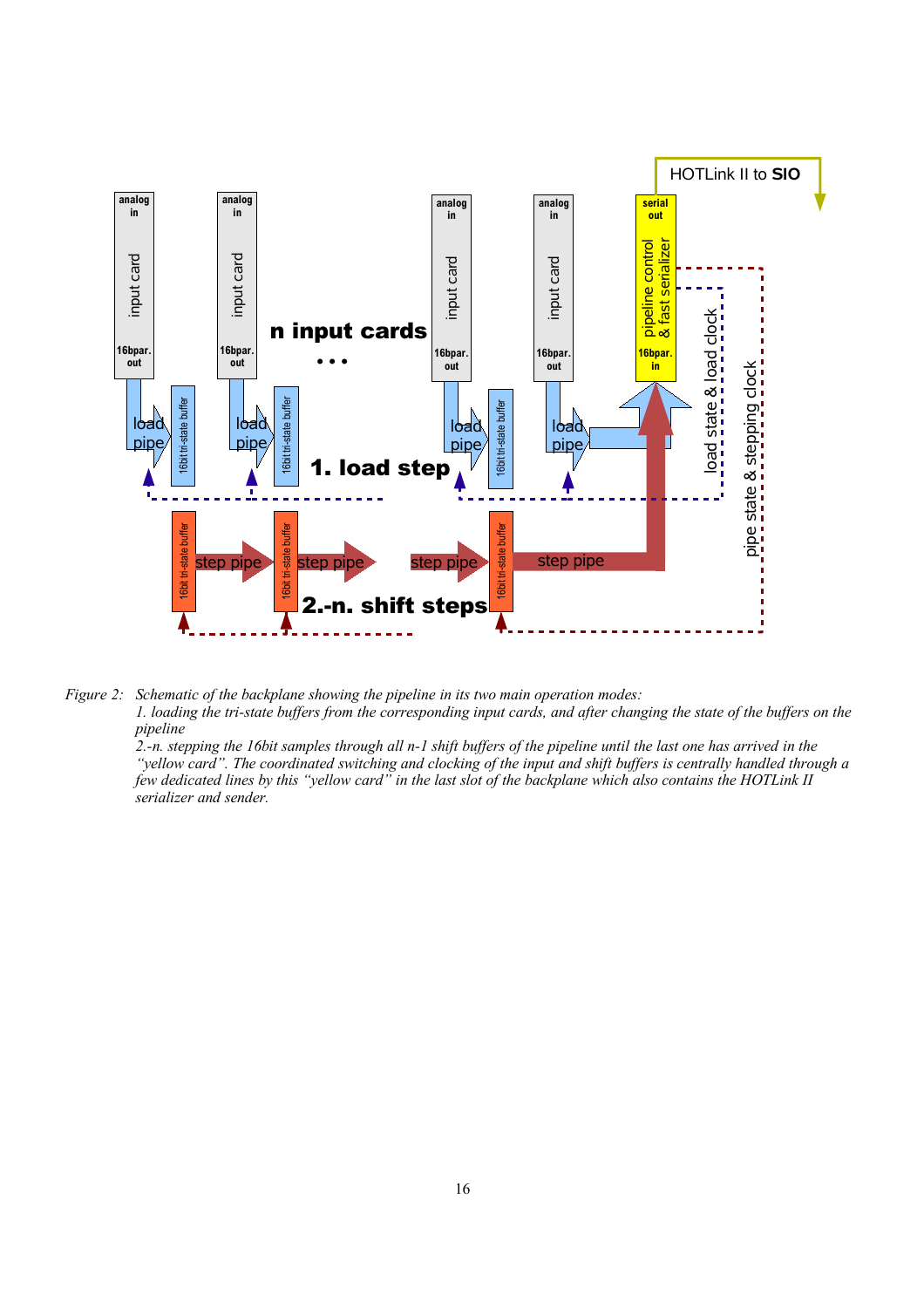*Figure 2: Schematic of the backplane showing the pipeline in its two main operation modes:*
*1. loading the tri-state buffers from the corresponding input cards, and after changing the state of the buffers on the pipeline*
*2.-n. stepping the 16bit samples through all n-1 shift buffers of the pipeline until the last one has arrived in the "yellow card". The coordinated switching and clocking of the input and shift buffers is centrally handled through a few dedicated lines by this "yellow card" in the last slot of the backplane which also contains the HOTLink II serializer and sender.*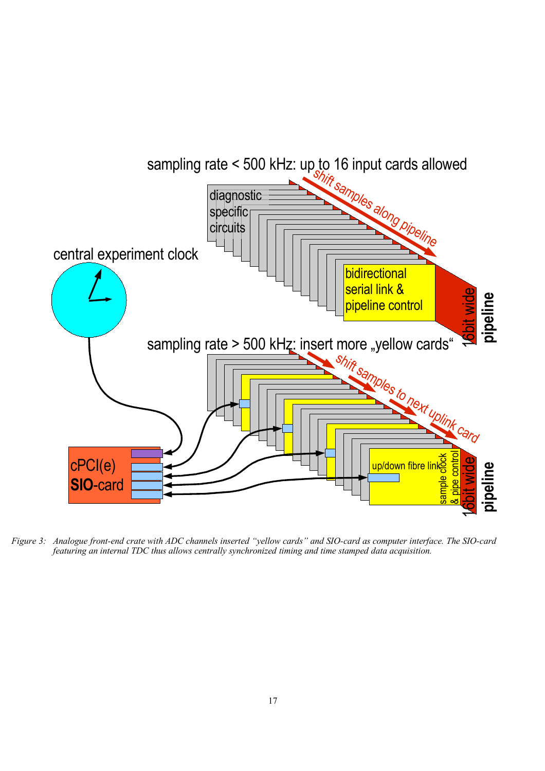Figure 3: *Analogue front-end crate with ADC channels inserted "yellow cards" and SIO-card as computer interface. The SIO-card featuring an internal TDC thus allows centrally synchronized timing and time stamped data acquisition.*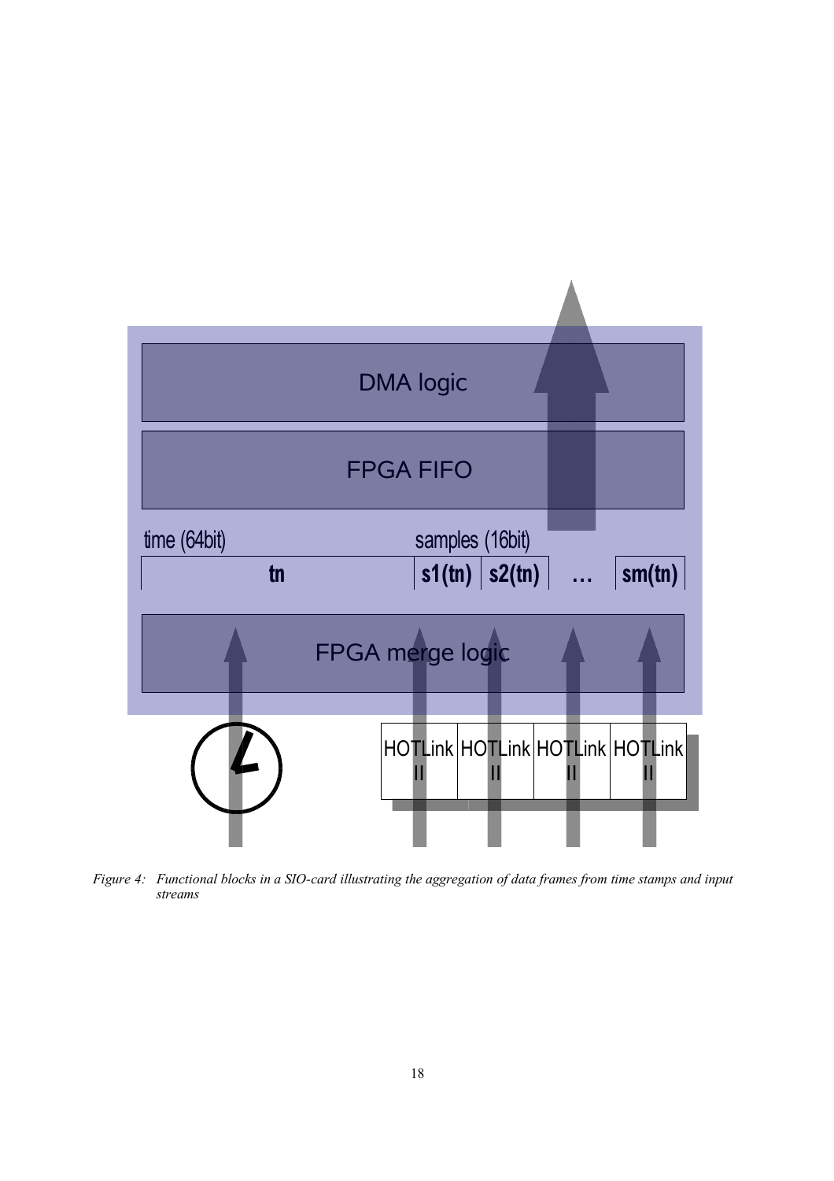DMA logic

FPGA FIFO

time (64bit) samples (16bit)

| tn | s1(tn) | s2(tn) | … | sm(tn) |
|---|---|---|---|---|

FPGA merge logic

HOTLink II HOTLink II HOTLink II HOTLink II

*Figure 4: Functional blocks in a SIO-card illustrating the aggregation of data frames from time stamps and input streams*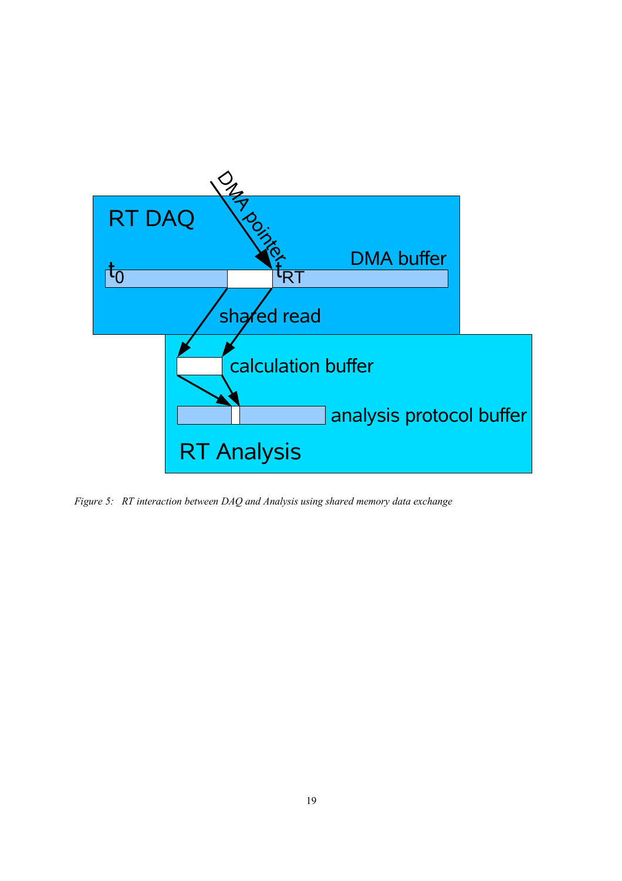*Figure 5: RT interaction between DAQ and Analysis using shared memory data exchange*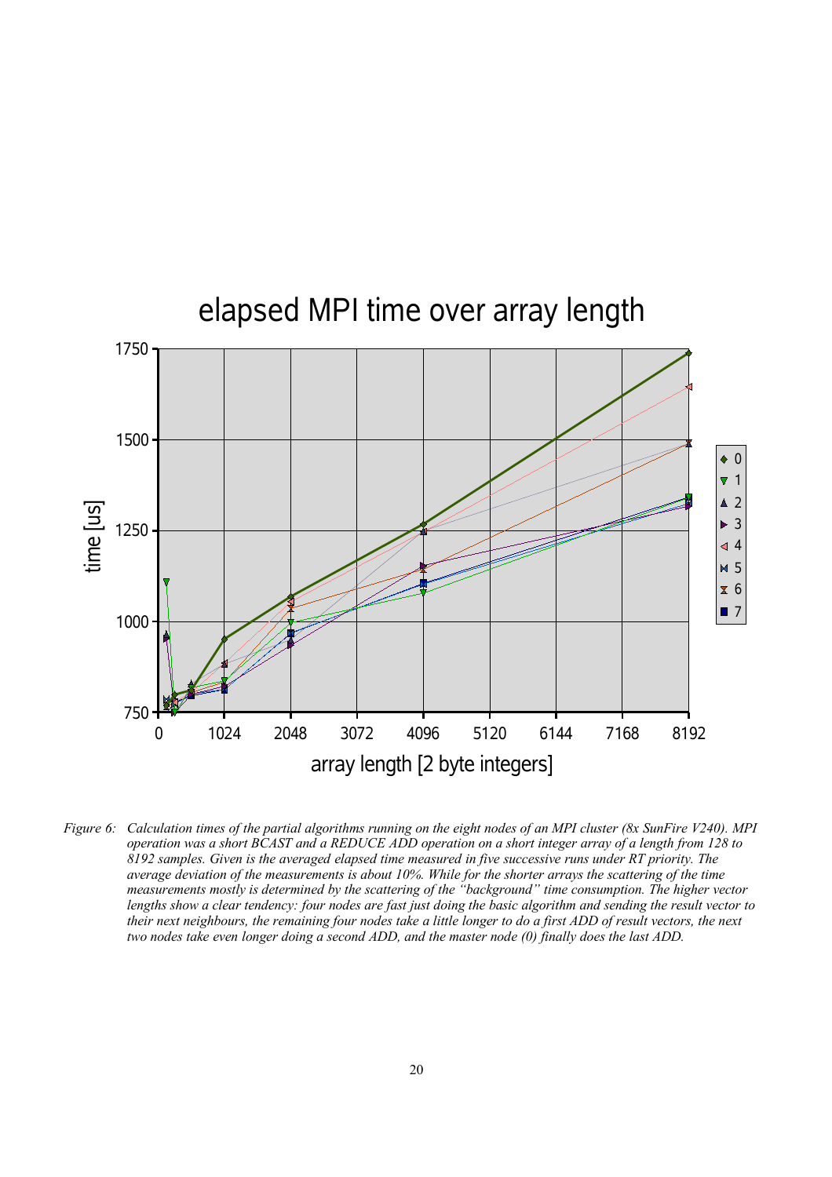Figure 6: Calculation times of the partial algorithms running on the eight nodes of an MPI cluster (8x SunFire V240). MPI operation was a short BCAST and a REDUCE ADD operation on a short integer array of a length from 128 to 8192 samples. Given is the averaged elapsed time measured in five successive runs under RT priority. The average deviation of the measurements is about 10%. While for the shorter arrays the scattering of the time measurements mostly is determined by the scattering of the "background" time consumption. The higher vector lengths show a clear tendency: four nodes are fast just doing the basic algorithm and sending the result vector to their next neighbours, the remaining four nodes take a little longer to do a first ADD of result vectors, the next two nodes take even longer doing a second ADD, and the master node (0) finally does the last ADD.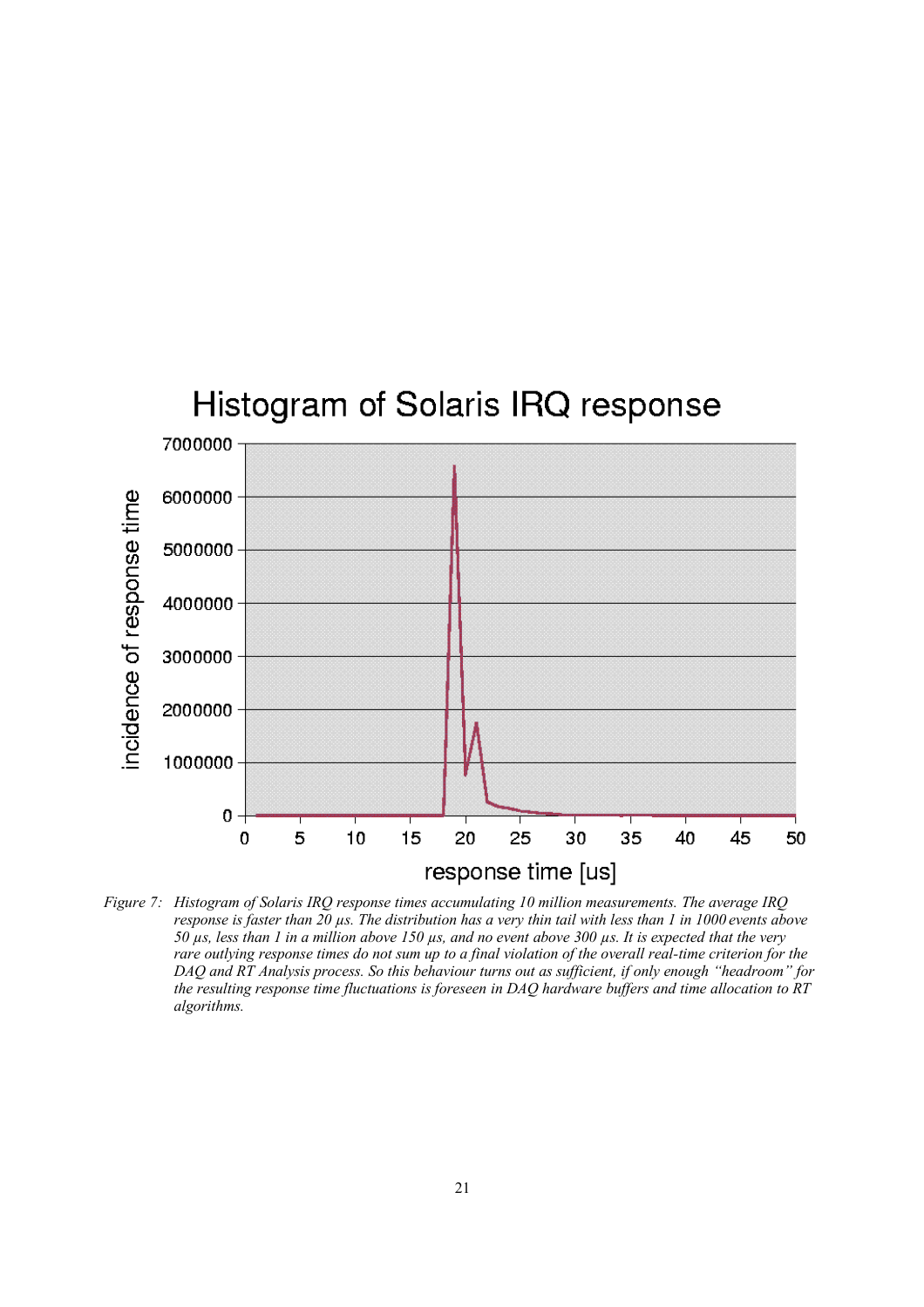Histogram of Solaris IRQ response

7000000
6000000
5000000
4000000
3000000
2000000
1000000
0

incidence of response time

0 5 10 15 20 25 30 35 40 45 50

response time [us]

*Figure 7: Histogram of Solaris IRQ response times accumulating 10 million measurements. The average IRQ response is faster than 20 µs. The distribution has a very thin tail with less than 1 in 1000 events above 50 µs, less than 1 in a million above 150 µs, and no event above 300 µs. It is expected that the very rare outlying response times do not sum up to a final violation of the overall real-time criterion for the DAQ and RT Analysis process. So this behaviour turns out as sufficient, if only enough "headroom" for the resulting response time fluctuations is foreseen in DAQ hardware buffers and time allocation to RT algorithms.*